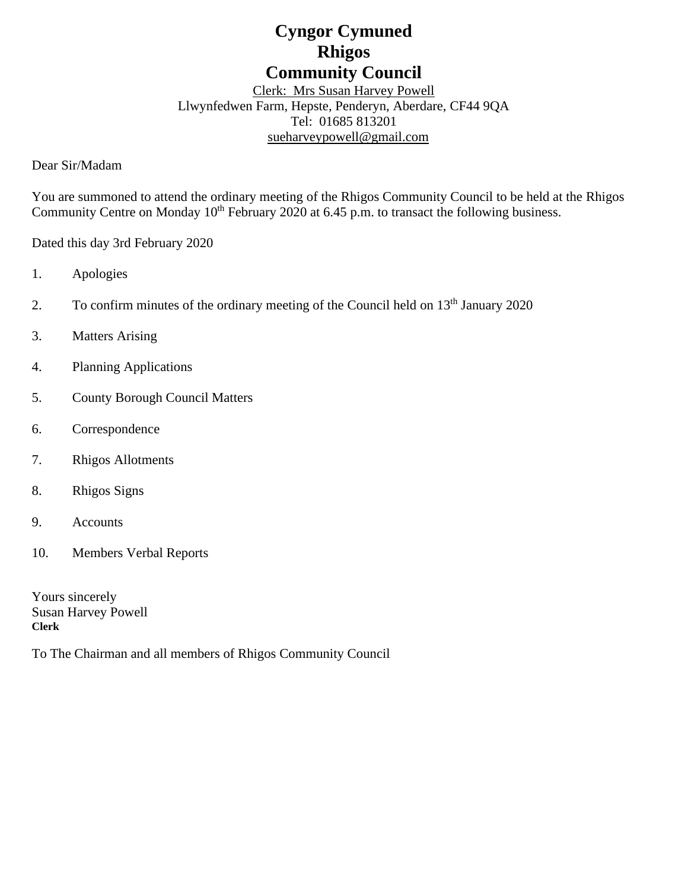# Cyngor Cymuned
# Rhigos
# Community Council

Clerk: Mrs Susan Harvey Powell
Llwynfedwen Farm, Hepste, Penderyn, Aberdare, CF44 9QA
Tel: 01685 813201
sueharveypowell@gmail.com

Dear Sir/Madam

You are summoned to attend the ordinary meeting of the Rhigos Community Council to be held at the Rhigos Community Centre on Monday 10th February 2020 at 6.45 p.m. to transact the following business.

Dated this day 3rd February 2020

1. Apologies
2. To confirm minutes of the ordinary meeting of the Council held on 13th January 2020
3. Matters Arising
4. Planning Applications
5. County Borough Council Matters
6. Correspondence
7. Rhigos Allotments
8. Rhigos Signs
9. Accounts
10. Members Verbal Reports

Yours sincerely
Susan Harvey Powell
**Clerk**

To The Chairman and all members of Rhigos Community Council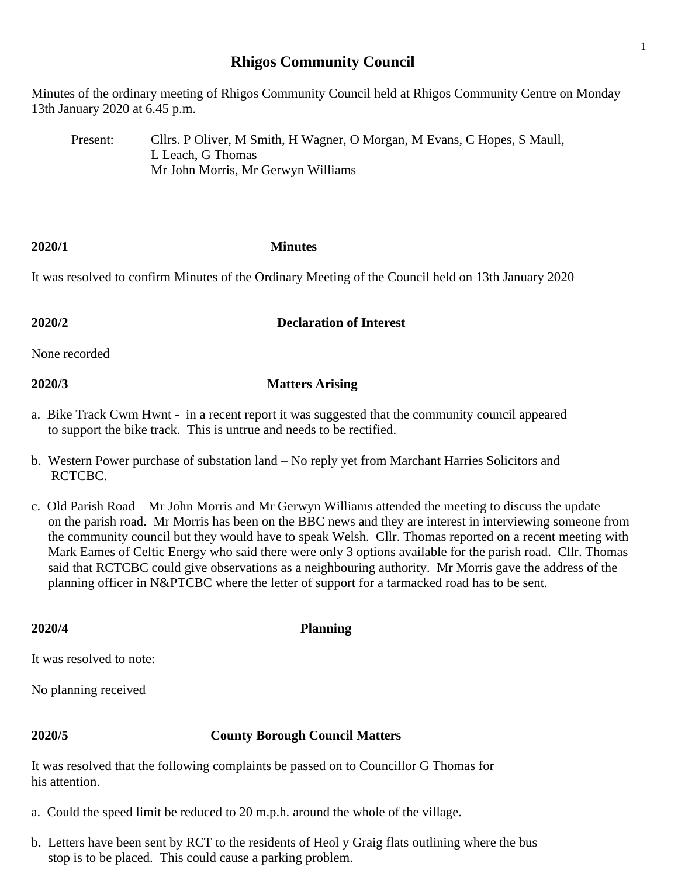# Rhigos Community Council

Minutes of the ordinary meeting of Rhigos Community Council held at Rhigos Community Centre on Monday 13th January 2020 at 6.45 p.m.

Present: Cllrs. P Oliver, M Smith, H Wagner, O Morgan, M Evans, C Hopes, S Maull, L Leach, G Thomas
Mr John Morris, Mr Gerwyn Williams

**2020/1** **Minutes**

It was resolved to confirm Minutes of the Ordinary Meeting of the Council held on 13th January 2020

**2020/2** **Declaration of Interest**

None recorded

**2020/3** **Matters Arising**

a. Bike Track Cwm Hwnt - in a recent report it was suggested that the community council appeared to support the bike track. This is untrue and needs to be rectified.

b. Western Power purchase of substation land – No reply yet from Marchant Harries Solicitors and RCTCBC.

c. Old Parish Road – Mr John Morris and Mr Gerwyn Williams attended the meeting to discuss the update on the parish road. Mr Morris has been on the BBC news and they are interest in interviewing someone from the community council but they would have to speak Welsh. Cllr. Thomas reported on a recent meeting with Mark Eames of Celtic Energy who said there were only 3 options available for the parish road. Cllr. Thomas said that RCTCBC could give observations as a neighbouring authority. Mr Morris gave the address of the planning officer in N&PTCBC where the letter of support for a tarmacked road has to be sent.

**2020/4** **Planning**

It was resolved to note:

No planning received

**2020/5** **County Borough Council Matters**

It was resolved that the following complaints be passed on to Councillor G Thomas for his attention.

a. Could the speed limit be reduced to 20 m.p.h. around the whole of the village.

b. Letters have been sent by RCT to the residents of Heol y Graig flats outlining where the bus stop is to be placed. This could cause a parking problem.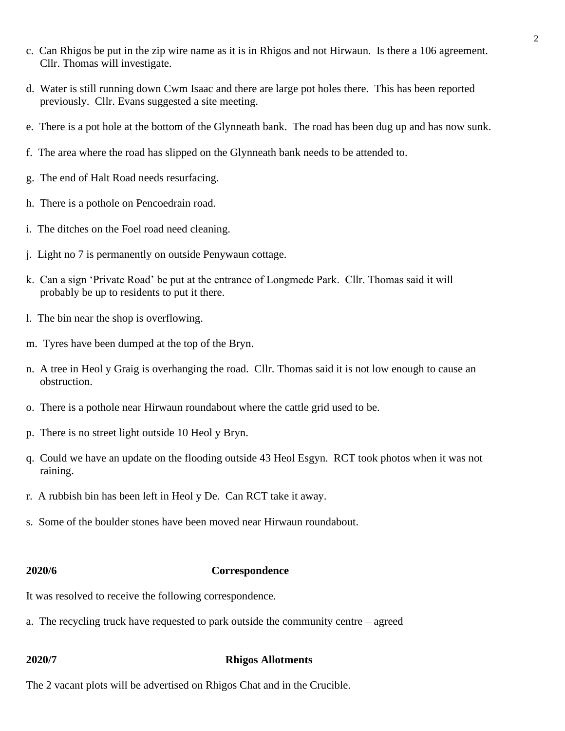c. Can Rhigos be put in the zip wire name as it is in Rhigos and not Hirwaun. Is there a 106 agreement. Cllr. Thomas will investigate.

d. Water is still running down Cwm Isaac and there are large pot holes there. This has been reported previously. Cllr. Evans suggested a site meeting.

e. There is a pot hole at the bottom of the Glynneath bank. The road has been dug up and has now sunk.

f. The area where the road has slipped on the Glynneath bank needs to be attended to.

g. The end of Halt Road needs resurfacing.

h. There is a pothole on Pencoedrain road.

i. The ditches on the Foel road need cleaning.

j. Light no 7 is permanently on outside Penywaun cottage.

k. Can a sign 'Private Road' be put at the entrance of Longmede Park. Cllr. Thomas said it will probably be up to residents to put it there.

l. The bin near the shop is overflowing.

m. Tyres have been dumped at the top of the Bryn.

n. A tree in Heol y Graig is overhanging the road. Cllr. Thomas said it is not low enough to cause an obstruction.

o. There is a pothole near Hirwaun roundabout where the cattle grid used to be.

p. There is no street light outside 10 Heol y Bryn.

q. Could we have an update on the flooding outside 43 Heol Esgyn. RCT took photos when it was not raining.

r. A rubbish bin has been left in Heol y De. Can RCT take it away.

s. Some of the boulder stones have been moved near Hirwaun roundabout.

**2020/6** **Correspondence**

It was resolved to receive the following correspondence.

a. The recycling truck have requested to park outside the community centre – agreed

**2020/7** **Rhigos Allotments**

The 2 vacant plots will be advertised on Rhigos Chat and in the Crucible.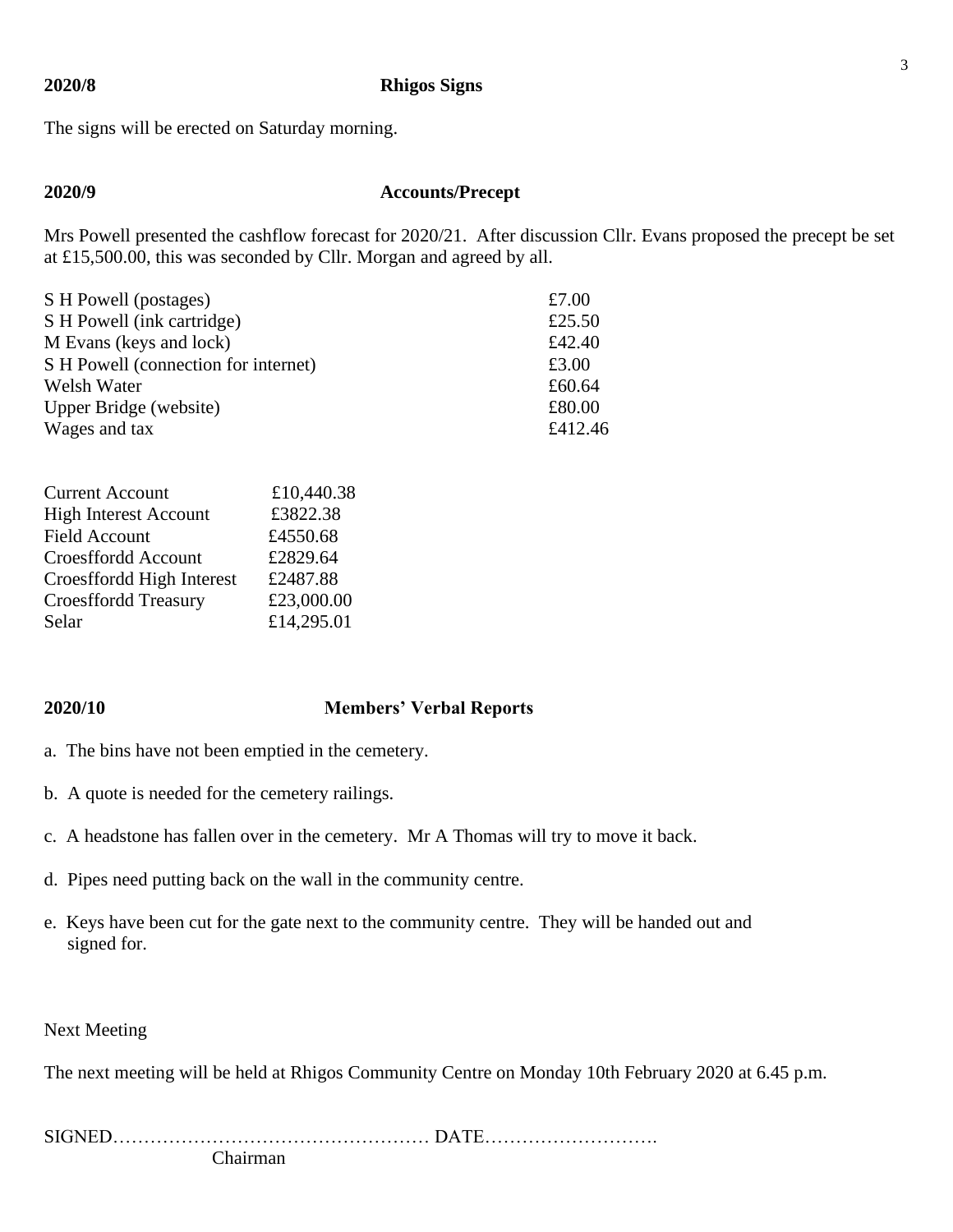**2020/8 Rhigos Signs**

The signs will be erected on Saturday morning.

**2020/9 Accounts/Precept**

Mrs Powell presented the cashflow forecast for 2020/21. After discussion Cllr. Evans proposed the precept be set at £15,500.00, this was seconded by Cllr. Morgan and agreed by all.

| | |
|---|---|
| S H Powell (postages) | £7.00 |
| S H Powell (ink cartridge) | £25.50 |
| M Evans (keys and lock) | £42.40 |
| S H Powell (connection for internet) | £3.00 |
| Welsh Water | £60.64 |
| Upper Bridge (website) | £80.00 |
| Wages and tax | £412.46 |

| | |
|---|---|
| Current Account | £10,440.38 |
| High Interest Account | £3822.38 |
| Field Account | £4550.68 |
| Croesffordd Account | £2829.64 |
| Croesffordd High Interest | £2487.88 |
| Croesffordd Treasury | £23,000.00 |
| Selar | £14,295.01 |

**2020/10 Members' Verbal Reports**

a. The bins have not been emptied in the cemetery.

b. A quote is needed for the cemetery railings.

c. A headstone has fallen over in the cemetery. Mr A Thomas will try to move it back.

d. Pipes need putting back on the wall in the community centre.

e. Keys have been cut for the gate next to the community centre. They will be handed out and signed for.

Next Meeting

The next meeting will be held at Rhigos Community Centre on Monday 10th February 2020 at 6.45 p.m.

SIGNED…………………………………………… DATE……………………….
Chairman